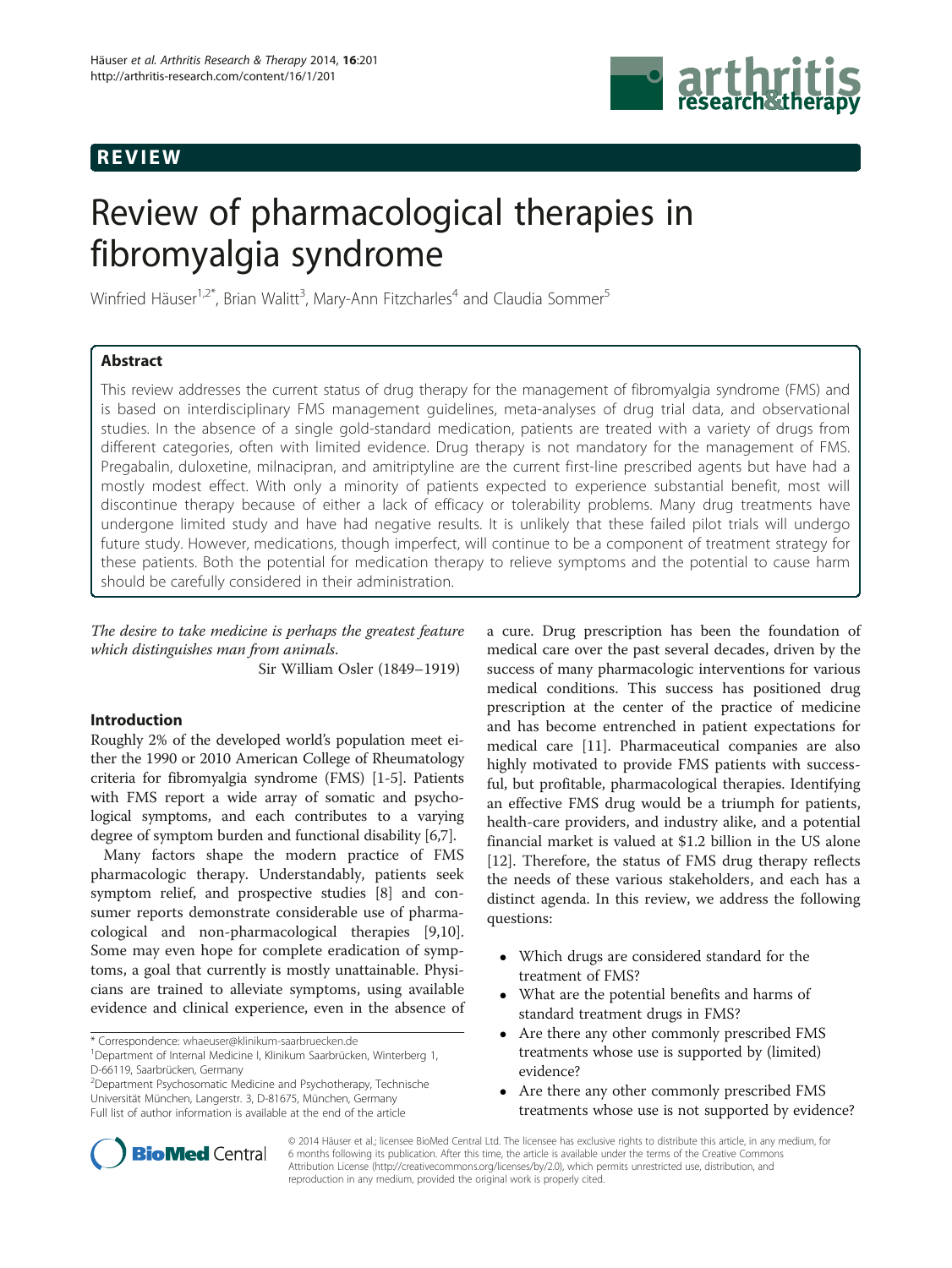**REVIEW**

# Review of pharmacological therapies in fibromyalgia syndrome

Winfried Häuser[1,2*], Brian Walitt[3], Mary-Ann Fitzcharles[4] and Claudia Sommer[5]

## Abstract

This review addresses the current status of drug therapy for the management of fibromyalgia syndrome (FMS) and is based on interdisciplinary FMS management guidelines, meta-analyses of drug trial data, and observational studies. In the absence of a single gold-standard medication, patients are treated with a variety of drugs from different categories, often with limited evidence. Drug therapy is not mandatory for the management of FMS. Pregabalin, duloxetine, milnacipran, and amitriptyline are the current first-line prescribed agents but have had a mostly modest effect. With only a minority of patients expected to experience substantial benefit, most will discontinue therapy because of either a lack of efficacy or tolerability problems. Many drug treatments have undergone limited study and have had negative results. It is unlikely that these failed pilot trials will undergo future study. However, medications, though imperfect, will continue to be a component of treatment strategy for these patients. Both the potential for medication therapy to relieve symptoms and the potential to cause harm should be carefully considered in their administration.

*The desire to take medicine is perhaps the greatest feature which distinguishes man from animals.*

Sir William Osler (1849–1919)

## Introduction

Roughly 2% of the developed world's population meet either the 1990 or 2010 American College of Rheumatology criteria for fibromyalgia syndrome (FMS) [1-5]. Patients with FMS report a wide array of somatic and psychological symptoms, and each contributes to a varying degree of symptom burden and functional disability [6,7].

Many factors shape the modern practice of FMS pharmacologic therapy. Understandably, patients seek symptom relief, and prospective studies [8] and consumer reports demonstrate considerable use of pharmacological and non-pharmacological therapies [9,10]. Some may even hope for complete eradication of symptoms, a goal that currently is mostly unattainable. Physicians are trained to alleviate symptoms, using available evidence and clinical experience, even in the absence of a cure. Drug prescription has been the foundation of medical care over the past several decades, driven by the success of many pharmacologic interventions for various medical conditions. This success has positioned drug prescription at the center of the practice of medicine and has become entrenched in patient expectations for medical care [11]. Pharmaceutical companies are also highly motivated to provide FMS patients with successful, but profitable, pharmacological therapies. Identifying an effective FMS drug would be a triumph for patients, health-care providers, and industry alike, and a potential financial market is valued at $1.2 billion in the US alone [12]. Therefore, the status of FMS drug therapy reflects the needs of these various stakeholders, and each has a distinct agenda. In this review, we address the following questions:

- Which drugs are considered standard for the treatment of FMS?
- What are the potential benefits and harms of standard treatment drugs in FMS?
- Are there any other commonly prescribed FMS treatments whose use is supported by (limited) evidence?
- Are there any other commonly prescribed FMS treatments whose use is not supported by evidence?

\* Correspondence: whaeuser@klinikum-saarbruecken.de
[1]Department of Internal Medicine I, Klinikum Saarbrücken, Winterberg 1, D-66119, Saarbrücken, Germany
[2]Department Psychosomatic Medicine and Psychotherapy, Technische Universität München, Langerstr. 3, D-81675, München, Germany
Full list of author information is available at the end of the article

© 2014 Häuser et al.; licensee BioMed Central Ltd. This review is available under the terms of the Creative Commons Attribution License (http://creativecommons.org/licenses/by/2.0), which permits unrestricted use, distribution, and reproduction in any medium, provided the original work is properly cited. The licensee has exclusive rights to distribute this article, in any medium, for 6 months following its publication. After this time, the article is available under the terms of the Creative Commons Attribution License (http://creativecommons.org/licenses/by/2.0), which permits unrestricted use, distribution, and reproduction in any medium, provided the original work is properly cited.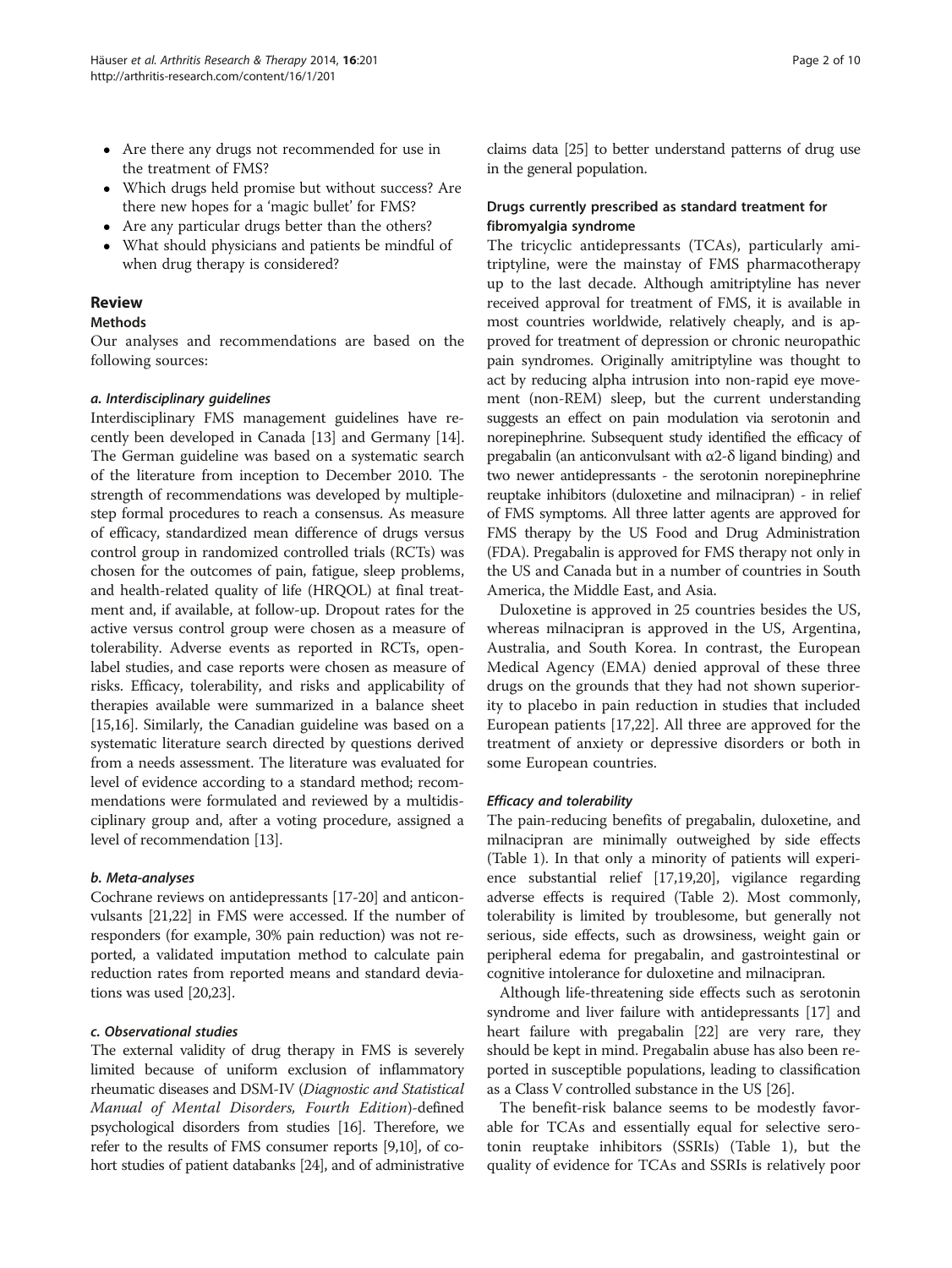- Are there any drugs not recommended for use in the treatment of FMS?
- Which drugs held promise but without success? Are there new hopes for a 'magic bullet' for FMS?
- Are any particular drugs better than the others?
- What should physicians and patients be mindful of when drug therapy is considered?

## Review

### Methods

Our analyses and recommendations are based on the following sources:

#### *a. Interdisciplinary guidelines*

Interdisciplinary FMS management guidelines have recently been developed in Canada [13] and Germany [14]. The German guideline was based on a systematic search of the literature from inception to December 2010. The strength of recommendations was developed by multiple-step formal procedures to reach a consensus. As measure of efficacy, standardized mean difference of drugs versus control group in randomized controlled trials (RCTs) was chosen for the outcomes of pain, fatigue, sleep problems, and health-related quality of life (HRQOL) at final treatment and, if available, at follow-up. Dropout rates for the active versus control group were chosen as a measure of tolerability. Adverse events as reported in RCTs, open-label studies, and case reports were chosen as measure of risks. Efficacy, tolerability, and risks and applicability of therapies available were summarized in a balance sheet [15,16]. Similarly, the Canadian guideline was based on a systematic literature search directed by questions derived from a needs assessment. The literature was evaluated for level of evidence according to a standard method; recommendations were formulated and reviewed by a multidisciplinary group and, after a voting procedure, assigned a level of recommendation [13].

#### *b. Meta-analyses*

Cochrane reviews on antidepressants [17-20] and anticonvulsants [21,22] in FMS were accessed. If the number of responders (for example, 30% pain reduction) was not reported, a validated imputation method to calculate pain reduction rates from reported means and standard deviations was used [20,23].

#### *c. Observational studies*

The external validity of drug therapy in FMS is severely limited because of uniform exclusion of inflammatory rheumatic diseases and DSM-IV (*Diagnostic and Statistical Manual of Mental Disorders, Fourth Edition*)-defined psychological disorders from studies [16]. Therefore, we refer to the results of FMS consumer reports [9,10], of cohort studies of patient databanks [24], and of administrative claims data [25] to better understand patterns of drug use in the general population.

### Drugs currently prescribed as standard treatment for fibromyalgia syndrome

The tricyclic antidepressants (TCAs), particularly amitriptyline, were the mainstay of FMS pharmacotherapy up to the last decade. Although amitriptyline has never received approval for treatment of FMS, it is available in most countries worldwide, relatively cheaply, and is approved for treatment of depression or chronic neuropathic pain syndromes. Originally amitriptyline was thought to act by reducing alpha intrusion into non-rapid eye movement (non-REM) sleep, but the current understanding suggests an effect on pain modulation via serotonin and norepinephrine. Subsequent study identified the efficacy of pregabalin (an anticonvulsant with α2-δ ligand binding) and two newer antidepressants - the serotonin norepinephrine reuptake inhibitors (duloxetine and milnacipran) - in relief of FMS symptoms. All three latter agents are approved for FMS therapy by the US Food and Drug Administration (FDA). Pregabalin is approved for FMS therapy not only in the US and Canada but in a number of countries in South America, the Middle East, and Asia.

Duloxetine is approved in 25 countries besides the US, whereas milnacipran is approved in the US, Argentina, Australia, and South Korea. In contrast, the European Medical Agency (EMA) denied approval of these three drugs on the grounds that they had not shown superiority to placebo in pain reduction in studies that included European patients [17,22]. All three are approved for the treatment of anxiety or depressive disorders or both in some European countries.

#### *Efficacy and tolerability*

The pain-reducing benefits of pregabalin, duloxetine, and milnacipran are minimally outweighed by side effects (Table 1). In that only a minority of patients will experience substantial relief [17,19,20], vigilance regarding adverse effects is required (Table 2). Most commonly, tolerability is limited by troublesome, but generally not serious, side effects, such as drowsiness, weight gain or peripheral edema for pregabalin, and gastrointestinal or cognitive intolerance for duloxetine and milnacipran.

Although life-threatening side effects such as serotonin syndrome and liver failure with antidepressants [17] and heart failure with pregabalin [22] are very rare, they should be kept in mind. Pregabalin abuse has also been reported in susceptible populations, leading to classification as a Class V controlled substance in the US [26].

The benefit-risk balance seems to be modestly favorable for TCAs and essentially equal for selective serotonin reuptake inhibitors (SSRIs) (Table 1), but the quality of evidence for TCAs and SSRIs is relatively poor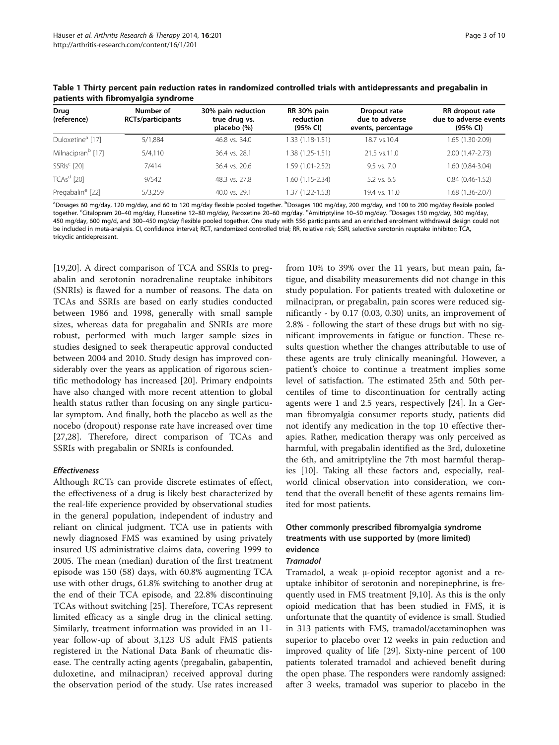**Table 1 Thirty percent pain reduction rates in randomized controlled trials with antidepressants and pregabalin in patients with fibromyalgia syndrome**

| Drug (reference) | Number of RCTs/participants | 30% pain reduction true drug vs. placebo (%) | RR 30% pain reduction (95% CI) | Dropout rate due to adverse events, percentage | RR dropout rate due to adverse events (95% CI) |
|---|---|---|---|---|---|
| Duloxetine[a] [17] | 5/1,884 | 46.8 vs. 34.0 | 1.33 (1.18-1.51) | 18.7 vs.10.4 | 1.65 (1.30-2.09) |
| Milnacipran[b] [17] | 5/4,110 | 36.4 vs. 28.1 | 1.38 (1.25-1.51) | 21.5 vs.11.0 | 2.00 (1.47-2.73) |
| SSRIs[c] [20] | 7/414 | 36.4 vs. 20.6 | 1.59 (1.01-2.52) | 9.5 vs. 7.0 | 1.60 (0.84-3.04) |
| TCAs[d] [20] | 9/542 | 48.3 vs. 27.8 | 1.60 (1.15-2.34) | 5.2 vs. 6.5 | 0.84 (0.46-1.52) |
| Pregabalin[e] [22] | 5/3,259 | 40.0 vs. 29.1 | 1.37 (1.22-1.53) | 19.4 vs. 11.0 | 1.68 (1.36-2.07) |

[a]Dosages 60 mg/day, 120 mg/day, and 60 to 120 mg/day flexible pooled together. [b]Dosages 100 mg/day, 200 mg/day, and 100 to 200 mg/day flexible pooled together. [c]Citalopram 20–40 mg/day, Fluoxetine 12–80 mg/day, Paroxetine 20–60 mg/day. [d]Amitriptyline 10–50 mg/day. [e]Dosages 150 mg/day, 300 mg/day, 450 mg/day, 600 mg/d, and 300–450 mg/day flexible pooled together. One study with 556 participants and an enriched enrolment withdrawal design could not be included in meta-analysis. CI, confidence interval; RCT, randomized controlled trial; RR, relative risk; SSRI, selective serotonin reuptake inhibitor; TCA, tricyclic antidepressant.

[19,20]. A direct comparison of TCA and SSRIs to pregabalin and serotonin noradrenaline reuptake inhibitors (SNRIs) is flawed for a number of reasons. The data on TCAs and SSRIs are based on early studies conducted between 1986 and 1998, generally with small sample sizes, whereas data for pregabalin and SNRIs are more robust, performed with much larger sample sizes in studies designed to seek therapeutic approval conducted between 2004 and 2010. Study design has improved considerably over the years as application of rigorous scientific methodology has increased [20]. Primary endpoints have also changed with more recent attention to global health status rather than focusing on any single particular symptom. And finally, both the placebo as well as the nocebo (dropout) response rate have increased over time [27,28]. Therefore, direct comparison of TCAs and SSRIs with pregabalin or SNRIs is confounded.

#### *Effectiveness*

Although RCTs can provide discrete estimates of effect, the effectiveness of a drug is likely best characterized by the real-life experience provided by observational studies in the general population, independent of industry and reliant on clinical judgment. TCA use in patients with newly diagnosed FMS was examined by using privately insured US administrative claims data, covering 1999 to 2005. The mean (median) duration of the first treatment episode was 150 (58) days, with 60.8% augmenting TCA use with other drugs, 61.8% switching to another drug at the end of their TCA episode, and 22.8% discontinuing TCAs without switching [25]. Therefore, TCAs represent limited efficacy as a single drug in the clinical setting. Similarly, treatment information was provided in an 11-year follow-up of about 3,123 US adult FMS patients registered in the National Data Bank of rheumatic disease. The centrally acting agents (pregabalin, gabapentin, duloxetine, and milnacipran) received approval during the observation period of the study. Use rates increased from 10% to 39% over the 11 years, but mean pain, fatigue, and disability measurements did not change in this study population. For patients treated with duloxetine or milnacipran, or pregabalin, pain scores were reduced significantly - by 0.17 (0.03, 0.30) units, an improvement of 2.8% - following the start of these drugs but with no significant improvements in fatigue or function. These results question whether the changes attributable to use of these agents are truly clinically meaningful. However, a patient's choice to continue a treatment implies some level of satisfaction. The estimated 25th and 50th percentiles of time to discontinuation for centrally acting agents were 1 and 2.5 years, respectively [24]. In a German fibromyalgia consumer reports study, patients did not identify any medication in the top 10 effective therapies. Rather, medication therapy was only perceived as harmful, with pregabalin identified as the 3rd, duloxetine the 6th, and amitriptyline the 7th most harmful therapies [10]. Taking all these factors and, especially, real-world clinical observation into consideration, we contend that the overall benefit of these agents remains limited for most patients.

### Other commonly prescribed fibromyalgia syndrome treatments with use supported by (more limited) evidence

#### *Tramadol*

Tramadol, a weak μ-opioid receptor agonist and a reuptake inhibitor of serotonin and norepinephrine, is frequently used in FMS treatment [9,10]. As this is the only opioid medication that has been studied in FMS, it is unfortunate that the quantity of evidence is small. Studied in 313 patients with FMS, tramadol/acetaminophen was superior to placebo over 12 weeks in pain reduction and improved quality of life [29]. Sixty-nine percent of 100 patients tolerated tramadol and achieved benefit during the open phase. The responders were randomly assigned: after 3 weeks, tramadol was superior to placebo in the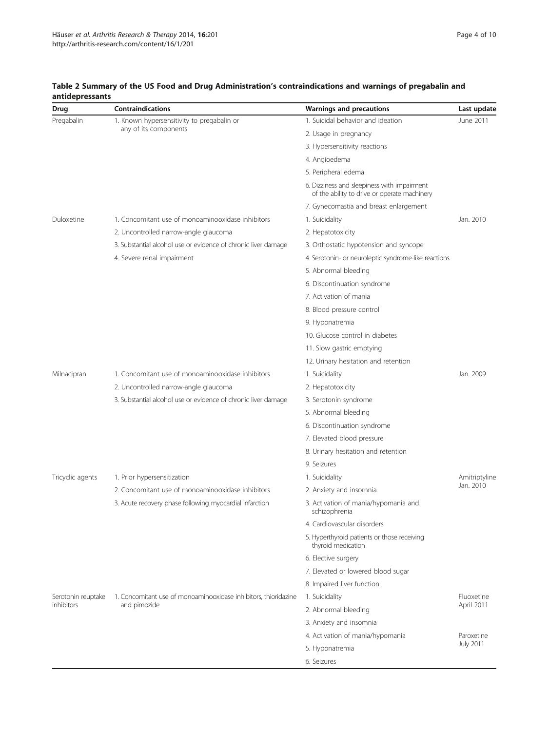**Table 2 Summary of the US Food and Drug Administration's contraindications and warnings of pregabalin and antidepressants**

| Drug | Contraindications | Warnings and precautions | Last update |
|---|---|---|---|
| Pregabalin | 1. Known hypersensitivity to pregabalin or any of its components | 1. Suicidal behavior and ideation | June 2011 |
| | | 2. Usage in pregnancy | |
| | | 3. Hypersensitivity reactions | |
| | | 4. Angioedema | |
| | | 5. Peripheral edema | |
| | | 6. Dizziness and sleepiness with impairment of the ability to drive or operate machinery | |
| | | 7. Gynecomastia and breast enlargement | |
| Duloxetine | 1. Concomitant use of monoaminooxidase inhibitors | 1. Suicidality | Jan. 2010 |
| | 2. Uncontrolled narrow-angle glaucoma | 2. Hepatotoxicity | |
| | 3. Substantial alcohol use or evidence of chronic liver damage | 3. Orthostatic hypotension and syncope | |
| | 4. Severe renal impairment | 4. Serotonin- or neuroleptic syndrome-like reactions | |
| | | 5. Abnormal bleeding | |
| | | 6. Discontinuation syndrome | |
| | | 7. Activation of mania | |
| | | 8. Blood pressure control | |
| | | 9. Hyponatremia | |
| | | 10. Glucose control in diabetes | |
| | | 11. Slow gastric emptying | |
| | | 12. Urinary hesitation and retention | |
| Milnacipran | 1. Concomitant use of monoaminooxidase inhibitors | 1. Suicidality | Jan. 2009 |
| | 2. Uncontrolled narrow-angle glaucoma | 2. Hepatotoxicity | |
| | 3. Substantial alcohol use or evidence of chronic liver damage | 3. Serotonin syndrome | |
| | | 5. Abnormal bleeding | |
| | | 6. Discontinuation syndrome | |
| | | 7. Elevated blood pressure | |
| | | 8. Urinary hesitation and retention | |
| | | 9. Seizures | |
| Tricyclic agents | 1. Prior hypersensitization | 1. Suicidality | Amitriptyline Jan. 2010 |
| | 2. Concomitant use of monoaminooxidase inhibitors | 2. Anxiety and insomnia | |
| | 3. Acute recovery phase following myocardial infarction | 3. Activation of mania/hypomania and schizophrenia | |
| | | 4. Cardiovascular disorders | |
| | | 5. Hyperthyroid patients or those receiving thyroid medication | |
| | | 6. Elective surgery | |
| | | 7. Elevated or lowered blood sugar | |
| | | 8. Impaired liver function | |
| Serotonin reuptake inhibitors | 1. Concomitant use of monoaminooxidase inhibitors, thioridazine and pimozide | 1. Suicidality | Fluoxetine April 2011 |
| | | 2. Abnormal bleeding | |
| | | 3. Anxiety and insomnia | |
| | | 4. Activation of mania/hypomania | Paroxetine July 2011 |
| | | 5. Hyponatremia | |
| | | 6. Seizures | |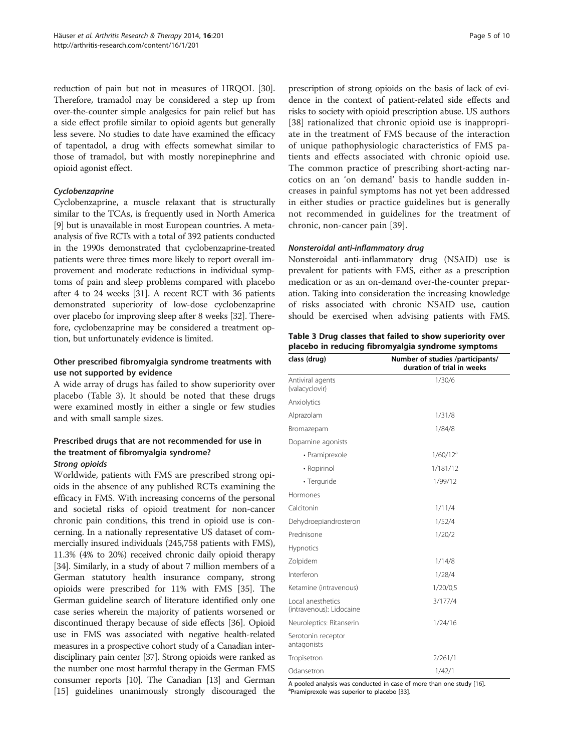reduction of pain but not in measures of HRQOL [30]. Therefore, tramadol may be considered a step up from over-the-counter simple analgesics for pain relief but has a side effect profile similar to opioid agents but generally less severe. No studies to date have examined the efficacy of tapentadol, a drug with effects somewhat similar to those of tramadol, but with mostly norepinephrine and opioid agonist effect.

#### *Cyclobenzaprine*

Cyclobenzaprine, a muscle relaxant that is structurally similar to the TCAs, is frequently used in North America [9] but is unavailable in most European countries. A meta-analysis of five RCTs with a total of 392 patients conducted in the 1990s demonstrated that cyclobenzaprine-treated patients were three times more likely to report overall improvement and moderate reductions in individual symptoms of pain and sleep problems compared with placebo after 4 to 24 weeks [31]. A recent RCT with 36 patients demonstrated superiority of low-dose cyclobenzaprine over placebo for improving sleep after 8 weeks [32]. Therefore, cyclobenzaprine may be considered a treatment option, but unfortunately evidence is limited.

### Other prescribed fibromyalgia syndrome treatments with use not supported by evidence

A wide array of drugs has failed to show superiority over placebo (Table 3). It should be noted that these drugs were examined mostly in either a single or few studies and with small sample sizes.

### Prescribed drugs that are not recommended for use in the treatment of fibromyalgia syndrome?

#### *Strong opioids*

Worldwide, patients with FMS are prescribed strong opioids in the absence of any published RCTs examining the efficacy in FMS. With increasing concerns of the personal and societal risks of opioid treatment for non-cancer chronic pain conditions, this trend in opioid use is concerning. In a nationally representative US dataset of commercially insured individuals (245,758 patients with FMS), 11.3% (4% to 20%) received chronic daily opioid therapy [34]. Similarly, in a study of about 7 million members of a German statutory health insurance company, strong opioids were prescribed for 11% with FMS [35]. The German guideline search of literature identified only one case series wherein the majority of patients worsened or discontinued therapy because of side effects [36]. Opioid use in FMS was associated with negative health-related measures in a prospective cohort study of a Canadian interdisciplinary pain center [37]. Strong opioids were ranked as the number one most harmful therapy in the German FMS consumer reports [10]. The Canadian [13] and German [15] guidelines unanimously strongly discouraged the prescription of strong opioids on the basis of lack of evidence in the context of patient-related side effects and risks to society with opioid prescription abuse. US authors [38] rationalized that chronic opioid use is inappropriate in the treatment of FMS because of the interaction of unique pathophysiologic characteristics of FMS patients and effects associated with chronic opioid use. The common practice of prescribing short-acting narcotics on an 'on demand' basis to handle sudden increases in painful symptoms has not yet been addressed in either studies or practice guidelines but is generally not recommended in guidelines for the treatment of chronic, non-cancer pain [39].

#### *Nonsteroidal anti-inflammatory drug*

Nonsteroidal anti-inflammatory drug (NSAID) use is prevalent for patients with FMS, either as a prescription medication or as an on-demand over-the-counter preparation. Taking into consideration the increasing knowledge of risks associated with chronic NSAID use, caution should be exercised when advising patients with FMS.

**Table 3 Drug classes that failed to show superiority over placebo in reducing fibromyalgia syndrome symptoms**

| class (drug) | Number of studies /participants/ duration of trial in weeks |
|---|---|
| Antiviral agents (valacyclovir) | 1/30/6 |
| Anxiolytics | |
| Alprazolam | 1/31/8 |
| Bromazepam | 1/84/8 |
| Dopamine agonists | |
| • Pramiprexole | 1/60/12[a] |
| • Ropirinol | 1/181/12 |
| • Terguride | 1/99/12 |
| Hormones | |
| Calcitonin | 1/11/4 |
| Dehydroepiandrosteron | 1/52/4 |
| Prednisone | 1/20/2 |
| Hypnotics | |
| Zolpidem | 1/14/8 |
| Interferon | 1/28/4 |
| Ketamine (intravenous) | 1/20/0,5 |
| Local anesthetics (intravenous): Lidocaine | 3/177/4 |
| Neuroleptics: Ritanserin | 1/24/16 |
| Serotonin receptor antagonists | |
| Tropisetron | 2/261/1 |
| Odansetron | 1/42/1 |

A pooled analysis was conducted in case of more than one study [16].
[a]Pramiprexole was superior to placebo [33].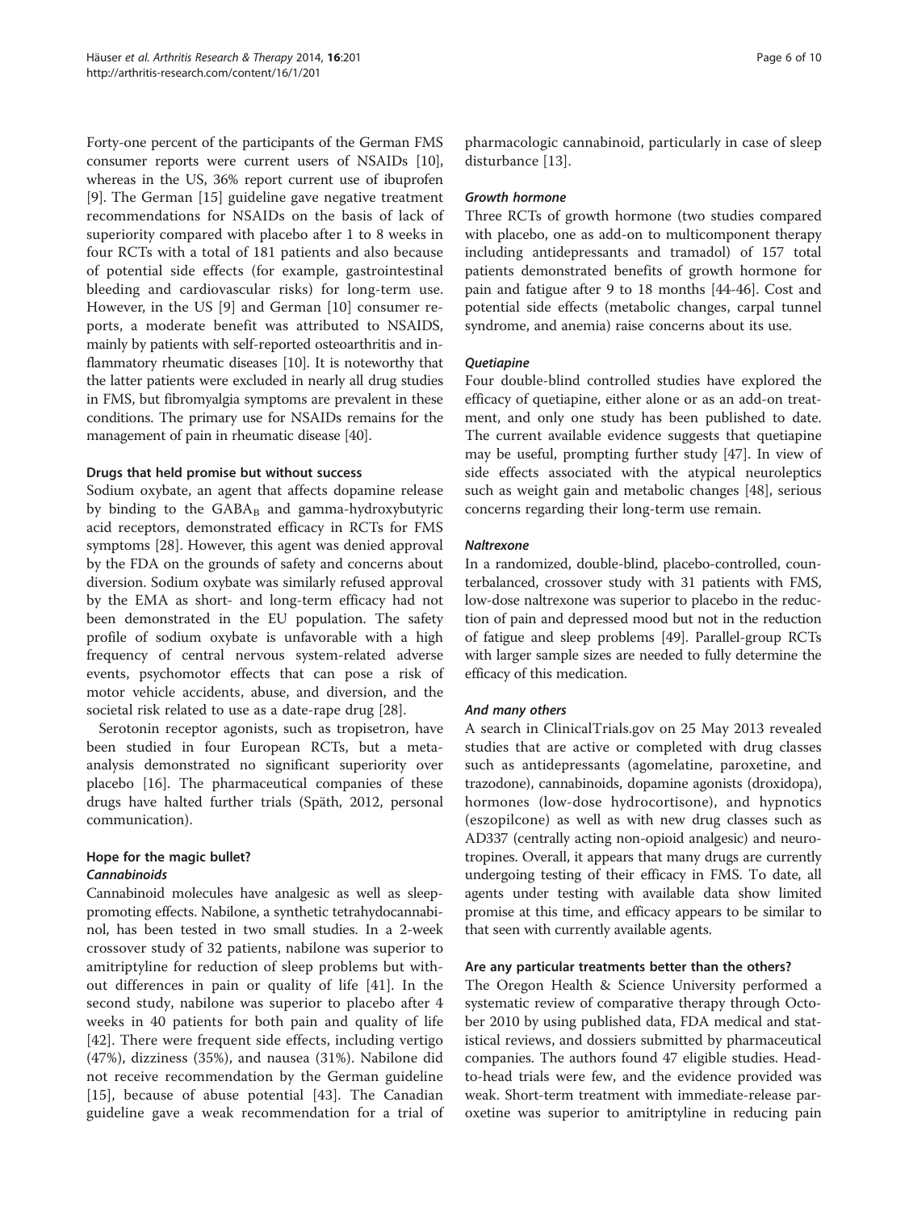Forty-one percent of the participants of the German FMS consumer reports were current users of NSAIDs [10], whereas in the US, 36% report current use of ibuprofen [9]. The German [15] guideline gave negative treatment recommendations for NSAIDs on the basis of lack of superiority compared with placebo after 1 to 8 weeks in four RCTs with a total of 181 patients and also because of potential side effects (for example, gastrointestinal bleeding and cardiovascular risks) for long-term use. However, in the US [9] and German [10] consumer reports, a moderate benefit was attributed to NSAIDS, mainly by patients with self-reported osteoarthritis and inflammatory rheumatic diseases [10]. It is noteworthy that the latter patients were excluded in nearly all drug studies in FMS, but fibromyalgia symptoms are prevalent in these conditions. The primary use for NSAIDs remains for the management of pain in rheumatic disease [40].

### Drugs that held promise but without success

Sodium oxybate, an agent that affects dopamine release by binding to the $GABA_B$ and gamma-hydroxybutyric acid receptors, demonstrated efficacy in RCTs for FMS symptoms [28]. However, this agent was denied approval by the FDA on the grounds of safety and concerns about diversion. Sodium oxybate was similarly refused approval by the EMA as short- and long-term efficacy had not been demonstrated in the EU population. The safety profile of sodium oxybate is unfavorable with a high frequency of central nervous system-related adverse events, psychomotor effects that can pose a risk of motor vehicle accidents, abuse, and diversion, and the societal risk related to use as a date-rape drug [28].

Serotonin receptor agonists, such as tropisetron, have been studied in four European RCTs, but a meta-analysis demonstrated no significant superiority over placebo [16]. The pharmaceutical companies of these drugs have halted further trials (Späth, 2012, personal communication).

### Hope for the magic bullet?

#### *Cannabinoids*

Cannabinoid molecules have analgesic as well as sleep-promoting effects. Nabilone, a synthetic tetrahydocannabinol, has been tested in two small studies. In a 2-week crossover study of 32 patients, nabilone was superior to amitriptyline for reduction of sleep problems but without differences in pain or quality of life [41]. In the second study, nabilone was superior to placebo after 4 weeks in 40 patients for both pain and quality of life [42]. There were frequent side effects, including vertigo (47%), dizziness (35%), and nausea (31%). Nabilone did not receive recommendation by the German guideline [15], because of abuse potential [43]. The Canadian guideline gave a weak recommendation for a trial of pharmacologic cannabinoid, particularly in case of sleep disturbance [13].

#### *Growth hormone*

Three RCTs of growth hormone (two studies compared with placebo, one as add-on to multicomponent therapy including antidepressants and tramadol) of 157 total patients demonstrated benefits of growth hormone for pain and fatigue after 9 to 18 months [44-46]. Cost and potential side effects (metabolic changes, carpal tunnel syndrome, and anemia) raise concerns about its use.

#### *Quetiapine*

Four double-blind controlled studies have explored the efficacy of quetiapine, either alone or as an add-on treatment, and only one study has been published to date. The current available evidence suggests that quetiapine may be useful, prompting further study [47]. In view of side effects associated with the atypical neuroleptics such as weight gain and metabolic changes [48], serious concerns regarding their long-term use remain.

#### *Naltrexone*

In a randomized, double-blind, placebo-controlled, counterbalanced, crossover study with 31 patients with FMS, low-dose naltrexone was superior to placebo in the reduction of pain and depressed mood but not in the reduction of fatigue and sleep problems [49]. Parallel-group RCTs with larger sample sizes are needed to fully determine the efficacy of this medication.

#### *And many others*

A search in ClinicalTrials.gov on 25 May 2013 revealed studies that are active or completed with drug classes such as antidepressants (agomelatine, paroxetine, and trazodone), cannabinoids, dopamine agonists (droxidopa), hormones (low-dose hydrocortisone), and hypnotics (eszopilcone) as well as with new drug classes such as AD337 (centrally acting non-opioid analgesic) and neurotropines. Overall, it appears that many drugs are currently undergoing testing of their efficacy in FMS. To date, all agents under testing with available data show limited promise at this time, and efficacy appears to be similar to that seen with currently available agents.

### Are any particular treatments better than the others?

The Oregon Health & Science University performed a systematic review of comparative therapy through October 2010 by using published data, FDA medical and statistical reviews, and dossiers submitted by pharmaceutical companies. The authors found 47 eligible studies. Head-to-head trials were few, and the evidence provided was weak. Short-term treatment with immediate-release paroxetine was superior to amitriptyline in reducing pain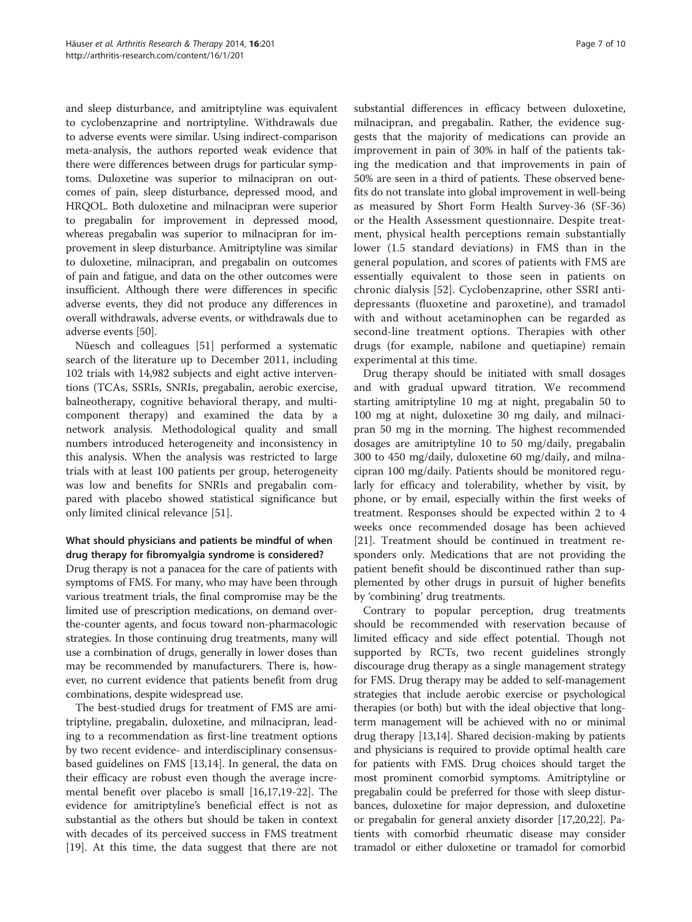and sleep disturbance, and amitriptyline was equivalent to cyclobenzaprine and nortriptyline. Withdrawals due to adverse events were similar. Using indirect-comparison meta-analysis, the authors reported weak evidence that there were differences between drugs for particular symptoms. Duloxetine was superior to milnacipran on outcomes of pain, sleep disturbance, depressed mood, and HRQOL. Both duloxetine and milnacipran were superior to pregabalin for improvement in depressed mood, whereas pregabalin was superior to milnacipran for improvement in sleep disturbance. Amitriptyline was similar to duloxetine, milnacipran, and pregabalin on outcomes of pain and fatigue, and data on the other outcomes were insufficient. Although there were differences in specific adverse events, they did not produce any differences in overall withdrawals, adverse events, or withdrawals due to adverse events [50].

Nüesch and colleagues [51] performed a systematic search of the literature up to December 2011, including 102 trials with 14,982 subjects and eight active interventions (TCAs, SSRIs, SNRIs, pregabalin, aerobic exercise, balneotherapy, cognitive behavioral therapy, and multicomponent therapy) and examined the data by a network analysis. Methodological quality and small numbers introduced heterogeneity and inconsistency in this analysis. When the analysis was restricted to large trials with at least 100 patients per group, heterogeneity was low and benefits for SNRIs and pregabalin compared with placebo showed statistical significance but only limited clinical relevance [51].

### What should physicians and patients be mindful of when drug therapy for fibromyalgia syndrome is considered?

Drug therapy is not a panacea for the care of patients with symptoms of FMS. For many, who may have been through various treatment trials, the final compromise may be the limited use of prescription medications, on demand over-the-counter agents, and focus toward non-pharmacologic strategies. In those continuing drug treatments, many will use a combination of drugs, generally in lower doses than may be recommended by manufacturers. There is, however, no current evidence that patients benefit from drug combinations, despite widespread use.

The best-studied drugs for treatment of FMS are amitriptyline, pregabalin, duloxetine, and milnacipran, leading to a recommendation as first-line treatment options by two recent evidence- and interdisciplinary consensus-based guidelines on FMS [13,14]. In general, the data on their efficacy are robust even though the average incremental benefit over placebo is small [16,17,19-22]. The evidence for amitriptyline's beneficial effect is not as substantial as the others but should be taken in context with decades of its perceived success in FMS treatment [19]. At this time, the data suggest that there are not substantial differences in efficacy between duloxetine, milnacipran, and pregabalin. Rather, the evidence suggests that the majority of medications can provide an improvement in pain of 30% in half of the patients taking the medication and that improvements in pain of 50% are seen in a third of patients. These observed benefits do not translate into global improvement in well-being as measured by Short Form Health Survey-36 (SF-36) or the Health Assessment questionnaire. Despite treatment, physical health perceptions remain substantially lower (1.5 standard deviations) in FMS than in the general population, and scores of patients with FMS are essentially equivalent to those seen in patients on chronic dialysis [52]. Cyclobenzaprine, other SSRI antidepressants (fluoxetine and paroxetine), and tramadol with and without acetaminophen can be regarded as second-line treatment options. Therapies with other drugs (for example, nabilone and quetiapine) remain experimental at this time.

Drug therapy should be initiated with small dosages and with gradual upward titration. We recommend starting amitriptyline 10 mg at night, pregabalin 50 to 100 mg at night, duloxetine 30 mg daily, and milnacipran 50 mg in the morning. The highest recommended dosages are amitriptyline 10 to 50 mg/daily, pregabalin 300 to 450 mg/daily, duloxetine 60 mg/daily, and milnacipran 100 mg/daily. Patients should be monitored regularly for efficacy and tolerability, whether by visit, by phone, or by email, especially within the first weeks of treatment. Responses should be expected within 2 to 4 weeks once recommended dosage has been achieved [21]. Treatment should be continued in treatment responders only. Medications that are not providing the patient benefit should be discontinued rather than supplemented by other drugs in pursuit of higher benefits by 'combining' drug treatments.

Contrary to popular perception, drug treatments should be recommended with reservation because of limited efficacy and side effect potential. Though not supported by RCTs, two recent guidelines strongly discourage drug therapy as a single management strategy for FMS. Drug therapy may be added to self-management strategies that include aerobic exercise or psychological therapies (or both) but with the ideal objective that long-term management will be achieved with no or minimal drug therapy [13,14]. Shared decision-making by patients and physicians is required to provide optimal health care for patients with FMS. Drug choices should target the most prominent comorbid symptoms. Amitriptyline or pregabalin could be preferred for those with sleep disturbances, duloxetine for major depression, and duloxetine or pregabalin for general anxiety disorder [17,20,22]. Patients with comorbid rheumatic disease may consider tramadol or either duloxetine or tramadol for comorbid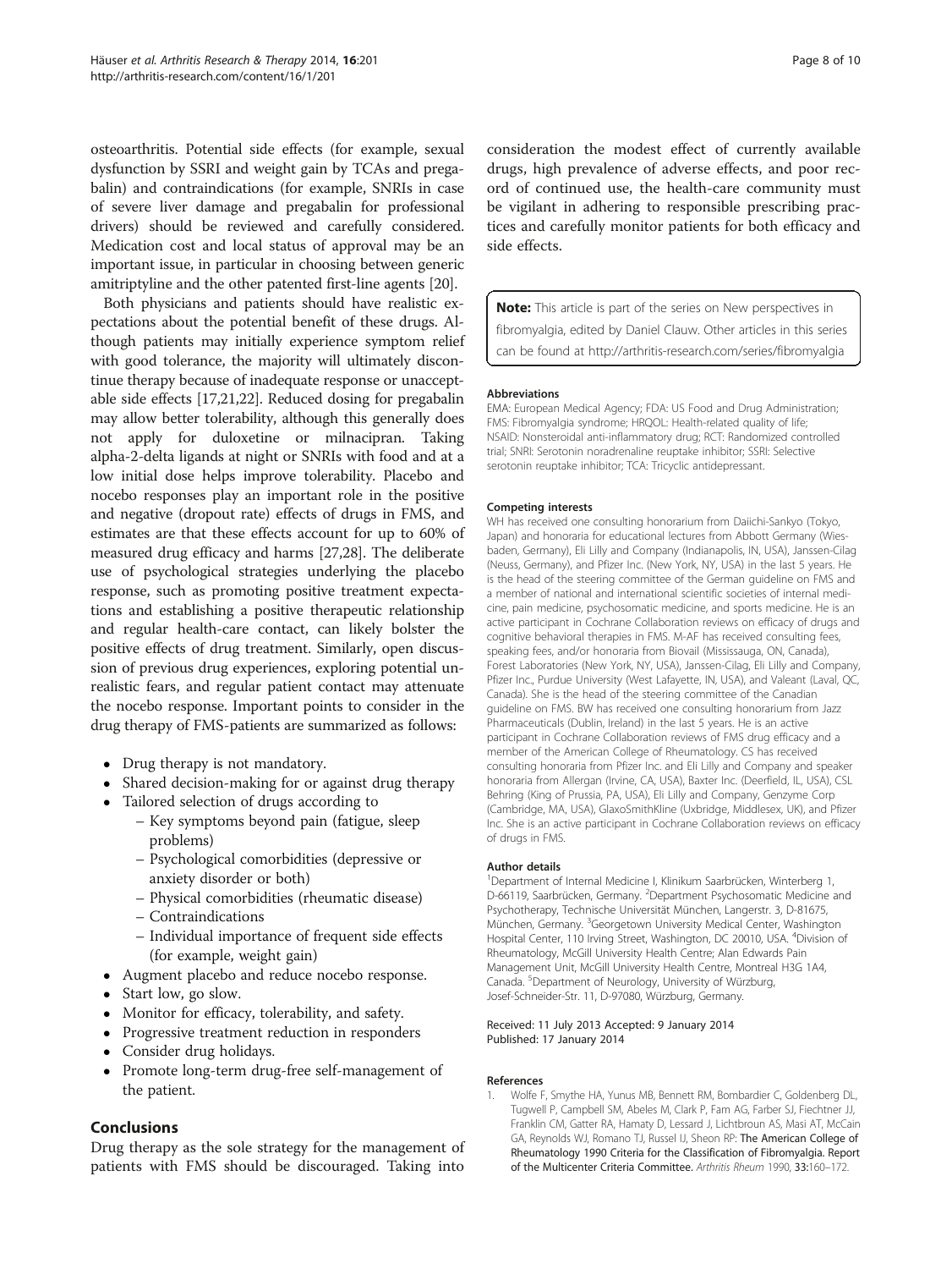osteoarthritis. Potential side effects (for example, sexual dysfunction by SSRI and weight gain by TCAs and pregabalin) and contraindications (for example, SNRIs in case of severe liver damage and pregabalin for professional drivers) should be reviewed and carefully considered. Medication cost and local status of approval may be an important issue, in particular in choosing between generic amitriptyline and the other patented first-line agents [20].

Both physicians and patients should have realistic expectations about the potential benefit of these drugs. Although patients may initially experience symptom relief with good tolerance, the majority will ultimately discontinue therapy because of inadequate response or unacceptable side effects [17,21,22]. Reduced dosing for pregabalin may allow better tolerability, although this generally does not apply for duloxetine or milnacipran. Taking alpha-2-delta ligands at night or SNRIs with food and at a low initial dose helps improve tolerability. Placebo and nocebo responses play an important role in the positive and negative (dropout rate) effects of drugs in FMS, and estimates are that these effects account for up to 60% of measured drug efficacy and harms [27,28]. The deliberate use of psychological strategies underlying the placebo response, such as promoting positive treatment expectations and establishing a positive therapeutic relationship and regular health-care contact, can likely bolster the positive effects of drug treatment. Similarly, open discussion of previous drug experiences, exploring potential unrealistic fears, and regular patient contact may attenuate the nocebo response. Important points to consider in the drug therapy of FMS-patients are summarized as follows:

- Drug therapy is not mandatory.
- Shared decision-making for or against drug therapy
- Tailored selection of drugs according to
  - Key symptoms beyond pain (fatigue, sleep problems)
  - Psychological comorbidities (depressive or anxiety disorder or both)
  - Physical comorbidities (rheumatic disease)
  - Contraindications
  - Individual importance of frequent side effects (for example, weight gain)
- Augment placebo and reduce nocebo response.
- Start low, go slow.
- Monitor for efficacy, tolerability, and safety.
- Progressive treatment reduction in responders
- Consider drug holidays.
- Promote long-term drug-free self-management of the patient.

## Conclusions

Drug therapy as the sole strategy for the management of patients with FMS should be discouraged. Taking into consideration the modest effect of currently available drugs, high prevalence of adverse effects, and poor record of continued use, the health-care community must be vigilant in adhering to responsible prescribing practices and carefully monitor patients for both efficacy and side effects.

**Note:** This article is part of the series on New perspectives in fibromyalgia, edited by Daniel Clauw. Other articles in this series can be found at http://arthritis-research.com/series/fibromyalgia

#### Abbreviations

EMA: European Medical Agency; FDA: US Food and Drug Administration; FMS: Fibromyalgia syndrome; HRQOL: Health-related quality of life; NSAID: Nonsteroidal anti-inflammatory drug; RCT: Randomized controlled trial; SNRI: Serotonin noradrenaline reuptake inhibitor; SSRI: Selective serotonin reuptake inhibitor; TCA: Tricyclic antidepressant.

#### Competing interests

WH has received one consulting honorarium from Daiichi-Sankyo (Tokyo, Japan) and honoraria for educational lectures from Abbott Germany (Wiesbaden, Germany), Eli Lilly and Company (Indianapolis, IN, USA), Janssen-Cilag (Neuss, Germany), and Pfizer Inc. (New York, NY, USA) in the last 5 years. He is the head of the steering committee of the German guideline on FMS and a member of national and international scientific societies of internal medicine, pain medicine, psychosomatic medicine, and sports medicine. He is an active participant in Cochrane Collaboration reviews on efficacy of drugs and cognitive behavioral therapies in FMS. M-AF has received consulting fees, speaking fees, and/or honoraria from Biovail (Mississauga, ON, Canada), Forest Laboratories (New York, NY, USA), Janssen-Cilag, Eli Lilly and Company, Pfizer Inc., Purdue University (West Lafayette, IN, USA), and Valeant (Laval, QC, Canada). She is the head of the steering committee of the Canadian guideline on FMS. BW has received one consulting honorarium from Jazz Pharmaceuticals (Dublin, Ireland) in the last 5 years. He is an active participant in Cochrane Collaboration reviews of FMS drug efficacy and a member of the American College of Rheumatology. CS has received consulting honoraria from Pfizer Inc. and Eli Lilly and Company and speaker honoraria from Allergan (Irvine, CA, USA), Baxter Inc. (Deerfield, IL, USA), CSL Behring (King of Prussia, PA, USA), Eli Lilly and Company, Genzyme Corp (Cambridge, MA, USA), GlaxoSmithKline (Uxbridge, Middlesex, UK), and Pfizer Inc. She is an active participant in Cochrane Collaboration reviews on efficacy of drugs in FMS.

#### Author details

[1]Department of Internal Medicine I, Klinikum Saarbrücken, Winterberg 1, D-66119, Saarbrücken, Germany. [2]Department Psychosomatic Medicine and Psychotherapy, Technische Universität München, Langerstr. 3, D-81675, München, Germany. [3]Georgetown University Medical Center, Washington Hospital Center, 110 Irving Street, Washington, DC 20010, USA. [4]Division of Rheumatology, McGill University Health Centre; Alan Edwards Pain Management Unit, McGill University Health Centre, Montreal H3G 1A4, Canada. [5]Department of Neurology, University of Würzburg, Josef-Schneider-Str. 11, D-97080, Würzburg, Germany.

Received: 11 July 2013 Accepted: 9 January 2014
Published: 17 January 2014

#### References

1. Wolfe F, Smythe HA, Yunus MB, Bennett RM, Bombardier C, Goldenberg DL, Tugwell P, Campbell SM, Abeles M, Clark P, Fam AG, Farber SJ, Fiechtner JJ, Franklin CM, Gatter RA, Hamaty D, Lessard J, Lichtbroun AS, Masi AT, McCain GA, Reynolds WJ, Romano TJ, Russel IJ, Sheon RP: **The American College of Rheumatology 1990 Criteria for the Classification of Fibromyalgia. Report of the Multicenter Criteria Committee.** *Arthritis Rheum* 1990, **33**:160–172.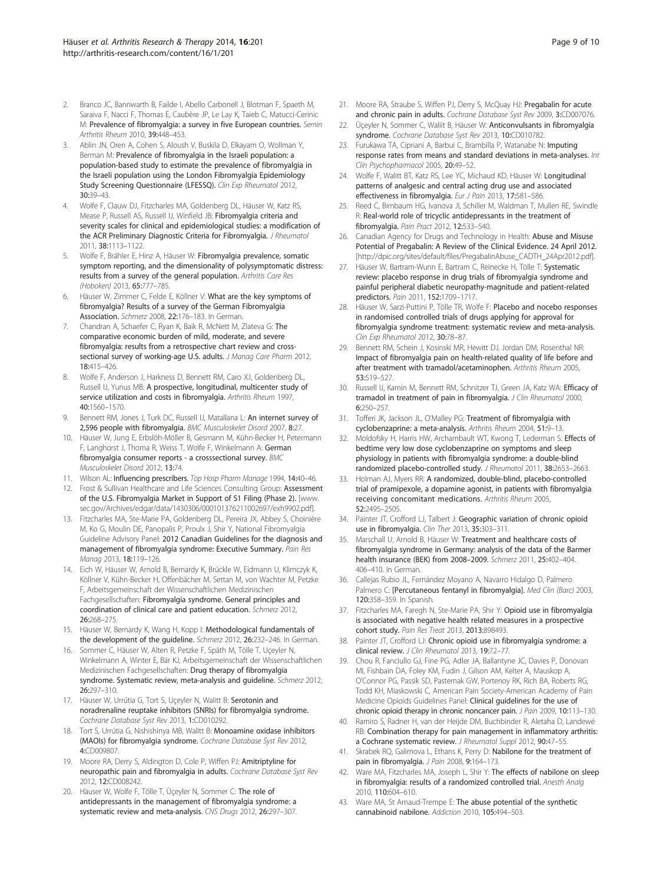2. Branco JC, Bannwarth B, Failde I, Abello Carbonell J, Blotman F, Spaeth M, Saraiva F, Nacci F, Thomas E, Caubère JP, Le Lay K, Taieb C, Matucci-Cerinic M: **Prevalence of fibromyalgia: a survey in five European countries.** *Semin Arthritis Rheum* 2010, **39:**448–453.
3. Ablin JN, Oren A, Cohen S, Aloush V, Buskila D, Elkayam O, Wollman Y, Berman M: **Prevalence of fibromyalgia in the Israeli population: a population-based study to estimate the prevalence of fibromyalgia in the Israeli population using the London Fibromyalgia Epidemiology Study Screening Questionnaire (LFESSQ).** *Clin Exp Rheumatol* 2012, **30:**39–43.
4. Wolfe F, Clauw DJ, Fitzcharles MA, Goldenberg DL, Häuser W, Katz RS, Mease P, Russell AS, Russell IJ, Winfield JB: **Fibromyalgia criteria and severity scales for clinical and epidemiological studies: a modification of the ACR Preliminary Diagnostic Criteria for Fibromyalgia.** *J Rheumatol* 2011, **38:**1113–1122.
5. Wolfe F, Brähler E, Hinz A, Häuser W: **Fibromyalgia prevalence, somatic symptom reporting, and the dimensionality of polysymptomatic distress: results from a survey of the general population.** *Arthritis Care Res (Hoboken)* 2013, **65:**777–785.
6. Häuser W, Zimmer C, Felde E, Köllner V: **What are the key symptoms of fibromyalgia? Results of a survey of the German Fibromyalgia Association.** *Schmerz* 2008, **22:**176–183. In German.
7. Chandran A, Schaefer C, Ryan K, Baik R, McNett M, Zlateva G: **The comparative economic burden of mild, moderate, and severe fibromyalgia: results from a retrospective chart review and cross-sectional survey of working-age U.S. adults.** *J Manag Care Pharm* 2012, **18:**415–426.
8. Wolfe F, Anderson J, Harkness D, Bennett RM, Caro XJ, Goldenberg DL, Russell IJ, Yunus MB: **A prospective, longitudinal, multicenter study of service utilization and costs in fibromyalgia.** *Arthritis Rheum* 1997, **40:**1560–1570.
9. Bennett RM, Jones J, Turk DC, Russell IJ, Matallana L: **An internet survey of 2,596 people with fibromyalgia.** *BMC Musculoskelet Disord* 2007, **8:**27.
10. Häuser W, Jung E, Erbslöh-Möller B, Gesmann M, Kühn-Becker H, Petermann F, Langhorst J, Thoma R, Weiss T, Wolfe F, Winkelmann A: **German fibromyalgia consumer reports - a crosssectional survey.** *BMC Musculoskelet Disord* 2012, **13:**74.
11. Wilson AL: **Influencing prescribers.** *Top Hosp Pharm Manage* 1994, **14:**40–46.
12. Frost & Sullivan Healthcare and Life Sciences Consulting Group: **Assessment of the U.S. Fibromyalgia Market in Support of S1 Filing (Phase 2).** [www.sec.gov/Archives/edgar/data/1430306/000101376211002697/exh9902.pdf].
13. Fitzcharles MA, Ste-Marie PA, Goldenberg DL, Pereira JX, Abbey S, Choinière M, Ko G, Moulin DE, Panopalis P, Proulx J, Shir Y, National Fibromyalgia Guideline Advisory Panel: **2012 Canadian Guidelines for the diagnosis and management of fibromyalgia syndrome: Executive Summary.** *Pain Res Manag* 2013, **18:**119–126.
14. Eich W, Häuser W, Arnold B, Bernardy K, Brückle W, Eidmann U, Klimczyk K, Köllner V, Kühn-Becker H, Offenbächer M, Settan M, von Wachter M, Petzke F, Arbeitsgemeinschaft der Wissenschaftlichen Medizinischen Fachgesellschaften: **Fibromyalgia syndrome. General principles and coordination of clinical care and patient education.** *Schmerz* 2012, **26:**268–275.
15. Häuser W, Bernardy K, Wang H, Kopp I: **Methodological fundamentals of the development of the guideline.** *Schmerz* 2012, **26:**232–246. In German.
16. Sommer C, Häuser W, Alten R, Petzke F, Späth M, Tölle T, Uçeyler N, Winkelmann A, Winter E, Bär KJ, Arbeitsgemeinschaft der Wissenschaftlichen Medizinischen Fachgesellschaften: **Drug therapy of fibromyalgia syndrome. Systematic review, meta-analysis and guideline.** *Schmerz* 2012, **26:**297–310.
17. Häuser W, Urrútia G, Tort S, Uçeyler N, Walitt B: **Serotonin and noradrenaline reuptake inhibitors (SNRIs) for fibromyalgia syndrome.** *Cochrane Database Syst Rev* 2013, **1:**CD010292.
18. Tort S, Urrútia G, Nishishinya MB, Walitt B: **Monoamine oxidase inhibitors (MAOIs) for fibromyalgia syndrome.** *Cochrane Database Syst Rev* 2012, **4:**CD009807.
19. Moore RA, Derry S, Aldington D, Cole P, Wiffen PJ: **Amitriptyline for neuropathic pain and fibromyalgia in adults.** *Cochrane Database Syst Rev* 2012, **12:**CD008242.
20. Häuser W, Wolfe F, Tölle T, Üçeyler N, Sommer C: **The role of antidepressants in the management of fibromyalgia syndrome: a systematic review and meta-analysis.** *CNS Drugs* 2012, **26:**297–307.
21. Moore RA, Straube S, Wiffen PJ, Derry S, McQuay HJ: **Pregabalin for acute and chronic pain in adults.** *Cochrane Database Syst Rev* 2009, **3:**CD007076.
22. Üçeyler N, Sommer C, Walitt B, Häuser W: **Anticonvulsants in fibromyalgia syndrome.** *Cochrane Database Syst Rev* 2013, **10:**CD010782.
23. Furukawa TA, Cipriani A, Barbui C, Brambilla P, Watanabe N: **Imputing response rates from means and standard deviations in meta-analyses.** *Int Clin Psychopharmacol* 2005, **20:**49–52.
24. Wolfe F, Walitt BT, Katz RS, Lee YC, Michaud KD, Häuser W: **Longitudinal patterns of analgesic and central acting drug use and associated effectiveness in fibromyalgia.** *Eur J Pain* 2013, **17:**581–586.
25. Reed C, Birnbaum HG, Ivanova JI, Schiller M, Waldman T, Mullen RE, Swindle R: **Real-world role of tricyclic antidepressants in the treatment of fibromyalgia.** *Pain Pract* 2012, **12:**533–540.
26. Canadian Agency for Drugs and Technology in Health: **Abuse and Misuse Potential of Pregabalin: A Review of the Clinical Evidence. 24 April 2012.** [http://dpic.org/sites/default/files/PregabalinAbuse_CADTH_24Apr2012.pdf].
27. Häuser W, Bartram-Wunn E, Bartram C, Reinecke H, Tölle T: **Systematic review: placebo response in drug trials of fibromyalgia syndrome and painful peripheral diabetic neuropathy-magnitude and patient-related predictors.** *Pain* 2011, **152:**1709–1717.
28. Häuser W, Sarzi-Puttini P, Tölle TR, Wolfe F: **Placebo and nocebo responses in randomised controlled trials of drugs applying for approval for fibromyalgia syndrome treatment: systematic review and meta-analysis.** *Clin Exp Rheumatol* 2012, **30:**78–87.
29. Bennett RM, Schein J, Kosinski MR, Hewitt DJ, Jordan DM, Rosenthal NR: **Impact of fibromyalgia pain on health-related quality of life before and after treatment with tramadol/acetaminophen.** *Arthritis Rheum* 2005, **53:**519–527.
30. Russell IJ, Kamin M, Bennett RM, Schnitzer TJ, Green JA, Katz WA: **Efficacy of tramadol in treatment of pain in fibromyalgia.** *J Clin Rheumatol* 2000, **6:**250–257.
31. Tofferi JK, Jackson JL, O'Malley PG: **Treatment of fibromyalgia with cyclobenzaprine: a meta-analysis.** *Arthritis Rheum* 2004, **51:**9–13.
32. Moldofsky H, Harris HW, Archambault WT, Kwong T, Lederman S: **Effects of bedtime very low dose cyclobenzaprine on symptoms and sleep physiology in patients with fibromyalgia syndrome: a double-blind randomized placebo-controlled study.** *J Rheumatol* 2011, **38:**2653–2663.
33. Holman AJ, Myers RR: **A randomized, double-blind, placebo-controlled trial of pramipexole, a dopamine agonist, in patients with fibromyalgia receiving concomitant medications.** *Arthritis Rheum* 2005, **52:**2495–2505.
34. Painter JT, Crofford LJ, Talbert J: **Geographic variation of chronic opioid use in fibromyalgia.** *Clin Ther* 2013, **35:**303–311.
35. Marschall U, Arnold B, Häuser W: **Treatment and healthcare costs of fibromyalgia syndrome in Germany: analysis of the data of the Barmer health insurance (BEK) from 2008–2009.** *Schmerz* 2011, **25:**402–404. 406–410. In German.
36. Callejas Rubio JL, Fernández Moyano A, Navarro Hidalgo D, Palmero Palmero C: **[Percutaneous fentanyl in fibromyalgia].** *Med Clin (Barc)* 2003, **120:**358–359. In Spanish.
37. Fitzcharles MA, Faregh N, Ste-Marie PA, Shir Y: **Opioid use in fibromyalgia is associated with negative health related measures in a prospective cohort study.** *Pain Res Treat* 2013, **2013:**898493.
38. Painter JT, Crofford LJ: **Chronic opioid use in fibromyalgia syndrome: a clinical review.** *J Clin Rheumatol* 2013, **19:**72–77.
39. Chou R, Fanciullo GJ, Fine PG, Adler JA, Ballantyne JC, Davies P, Donovan MI, Fishbain DA, Foley KM, Fudin J, Gilson AM, Kelter A, Mauskop A, O'Connor PG, Passik SD, Pasternak GW, Portenoy RK, Rich BA, Roberts RG, Todd KH, Miaskowski C, American Pain Society-American Academy of Pain Medicine Opioids Guidelines Panel: **Clinical guidelines for the use of chronic opioid therapy in chronic noncancer pain.** *J Pain* 2009, **10:**113–130.
40. Ramiro S, Radner H, van der Heijde DM, Buchbinder R, Aletaha D, Landewé RB: **Combination therapy for pain management in inflammatory arthritis: a Cochrane systematic review.** *J Rheumatol Suppl* 2012, **90:**47–55.
41. Skrabek RQ, Galimova L, Ethans K, Perry D: **Nabilone for the treatment of pain in fibromyalgia.** *J Pain* 2008, **9:**164–173.
42. Ware MA, Fitzcharles MA, Joseph L, Shir Y: **The effects of nabilone on sleep in fibromyalgia: results of a randomized controlled trial.** *Anesth Analg* 2010, **110:**604–610.
43. Ware MA, St Arnaud-Trempe E: **The abuse potential of the synthetic cannabinoid nabilone.** *Addiction* 2010, **105:**494–503.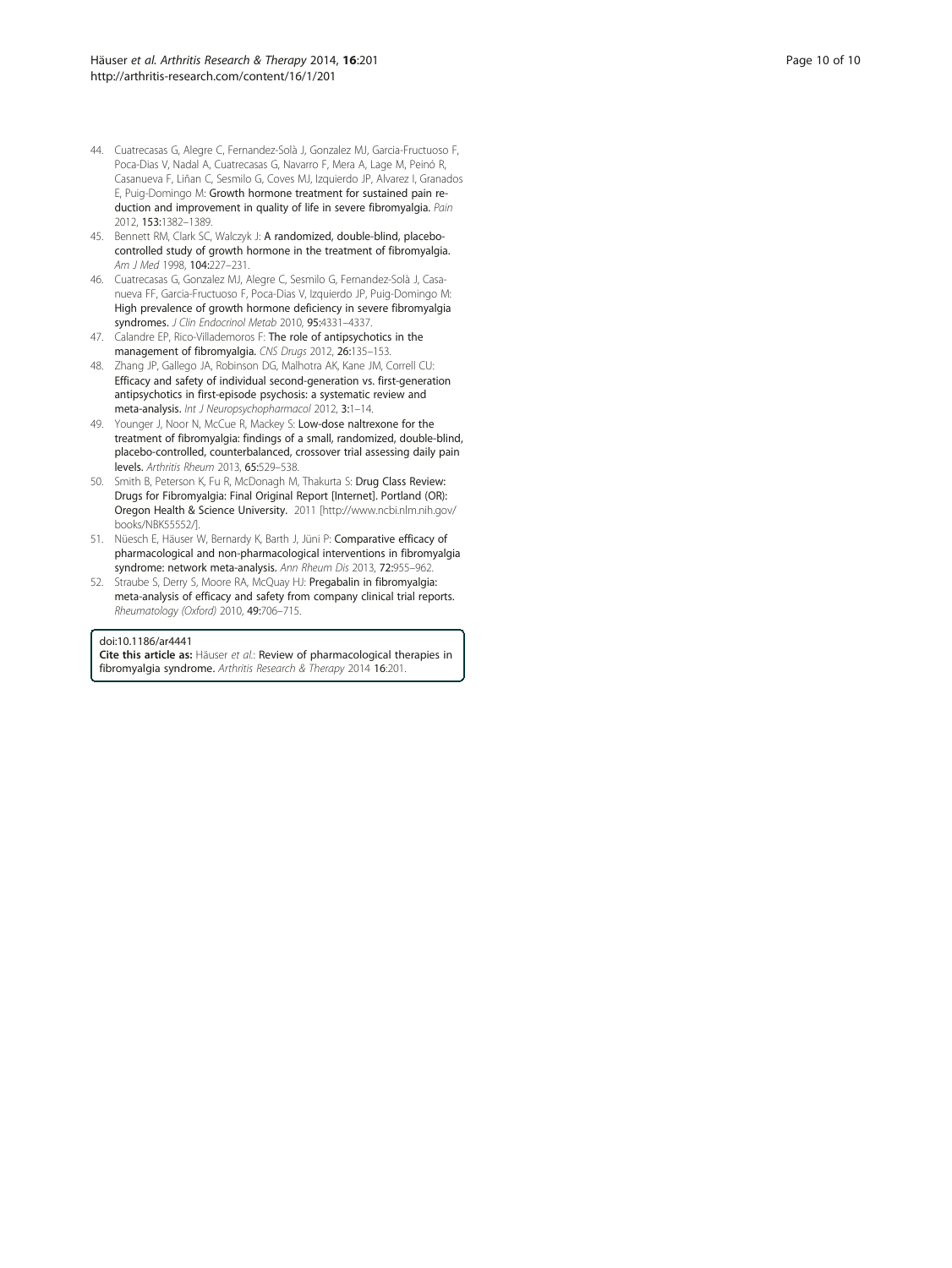44. Cuatrecasas G, Alegre C, Fernandez-Solà J, Gonzalez MJ, Garcia-Fructuoso F, Poca-Dias V, Nadal A, Cuatrecasas G, Navarro F, Mera A, Lage M, Peinó R, Casanueva F, Liñan C, Sesmilo G, Coves MJ, Izquierdo JP, Alvarez I, Granados E, Puig-Domingo M: **Growth hormone treatment for sustained pain reduction and improvement in quality of life in severe fibromyalgia.** *Pain* 2012, **153:**1382–1389.
45. Bennett RM, Clark SC, Walczyk J: **A randomized, double-blind, placebo-controlled study of growth hormone in the treatment of fibromyalgia.** *Am J Med* 1998, **104:**227–231.
46. Cuatrecasas G, Gonzalez MJ, Alegre C, Sesmilo G, Fernandez-Solà J, Casanueva FF, Garcia-Fructuoso F, Poca-Dias V, Izquierdo JP, Puig-Domingo M: **High prevalence of growth hormone deficiency in severe fibromyalgia syndromes.** *J Clin Endocrinol Metab* 2010, **95:**4331–4337.
47. Calandre EP, Rico-Villademoros F: **The role of antipsychotics in the management of fibromyalgia.** *CNS Drugs* 2012, **26:**135–153.
48. Zhang JP, Gallego JA, Robinson DG, Malhotra AK, Kane JM, Correll CU: **Efficacy and safety of individual second-generation vs. first-generation antipsychotics in first-episode psychosis: a systematic review and meta-analysis.** *Int J Neuropsychopharmacol* 2012, **3:**1–14.
49. Younger J, Noor N, McCue R, Mackey S: **Low-dose naltrexone for the treatment of fibromyalgia: findings of a small, randomized, double-blind, placebo-controlled, counterbalanced, crossover trial assessing daily pain levels.** *Arthritis Rheum* 2013, **65:**529–538.
50. Smith B, Peterson K, Fu R, McDonagh M, Thakurta S: **Drug Class Review: Drugs for Fibromyalgia: Final Original Report [Internet]. Portland (OR): Oregon Health & Science University.** 2011 [http://www.ncbi.nlm.nih.gov/books/NBK55552/].
51. Nüesch E, Häuser W, Bernardy K, Barth J, Jüni P: **Comparative efficacy of pharmacological and non-pharmacological interventions in fibromyalgia syndrome: network meta-analysis.** *Ann Rheum Dis* 2013, **72:**955–962.
52. Straube S, Derry S, Moore RA, McQuay HJ: **Pregabalin in fibromyalgia: meta-analysis of efficacy and safety from company clinical trial reports.** *Rheumatology (Oxford)* 2010, **49:**706–715.

doi:10.1186/ar4441
**Cite this article as:** Häuser *et al.*: Review of pharmacological therapies in fibromyalgia syndrome. *Arthritis Research & Therapy* 2014 **16**:201.